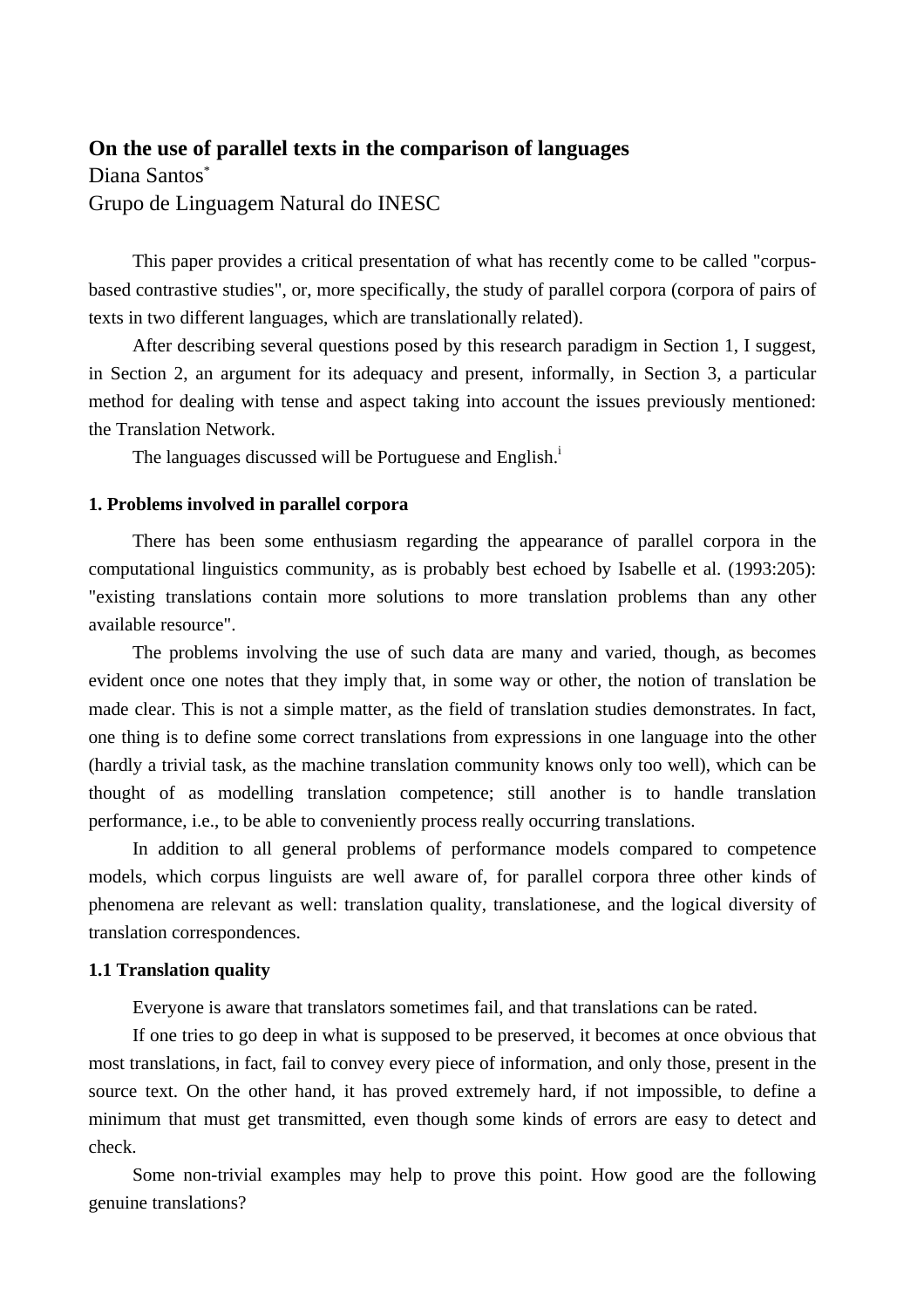# On the use of parallel texts in the comparison of languages

Diana Santos[*]

Grupo de Linguagem Natural do INESC

This paper provides a critical presentation of what has recently come to be called "corpus-based contrastive studies", or, more specifically, the study of parallel corpora (corpora of pairs of texts in two different languages, which are translationally related).

After describing several questions posed by this research paradigm in Section 1, I suggest, in Section 2, an argument for its adequacy and present, informally, in Section 3, a particular method for dealing with tense and aspect taking into account the issues previously mentioned: the Translation Network.

The languages discussed will be Portuguese and English.[i]

## 1. Problems involved in parallel corpora

There has been some enthusiasm regarding the appearance of parallel corpora in the computational linguistics community, as is probably best echoed by Isabelle et al. (1993:205): "existing translations contain more solutions to more translation problems than any other available resource".

The problems involving the use of such data are many and varied, though, as becomes evident once one notes that they imply that, in some way or other, the notion of translation be made clear. This is not a simple matter, as the field of translation studies demonstrates. In fact, one thing is to define some correct translations from expressions in one language into the other (hardly a trivial task, as the machine translation community knows only too well), which can be thought of as modelling translation competence; still another is to handle translation performance, i.e., to be able to conveniently process really occurring translations.

In addition to all general problems of performance models compared to competence models, which corpus linguists are well aware of, for parallel corpora three other kinds of phenomena are relevant as well: translation quality, translationese, and the logical diversity of translation correspondences.

### 1.1 Translation quality

Everyone is aware that translators sometimes fail, and that translations can be rated.

If one tries to go deep in what is supposed to be preserved, it becomes at once obvious that most translations, in fact, fail to convey every piece of information, and only those, present in the source text. On the other hand, it has proved extremely hard, if not impossible, to define a minimum that must get transmitted, even though some kinds of errors are easy to detect and check.

Some non-trivial examples may help to prove this point. How good are the following genuine translations?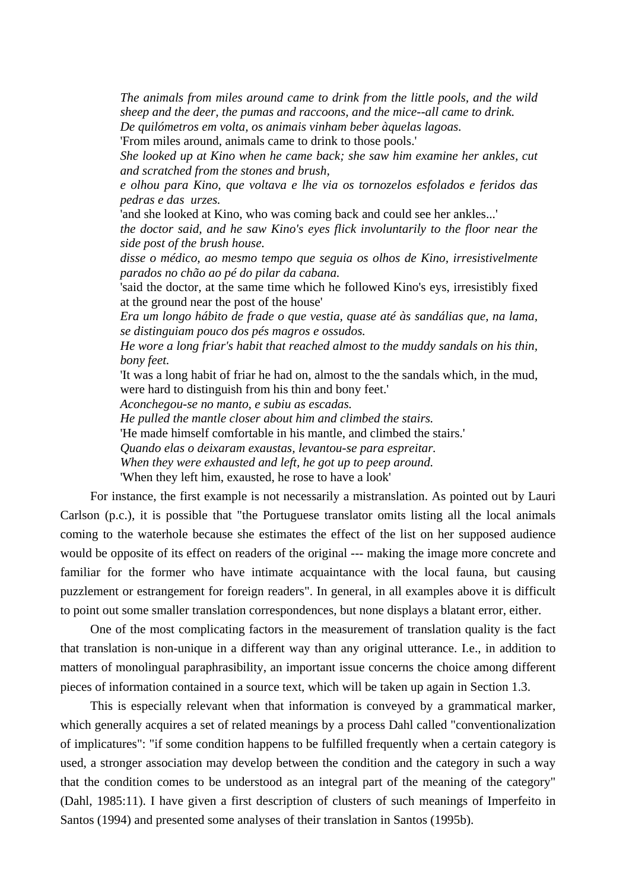*The animals from miles around came to drink from the little pools, and the wild sheep and the deer, the pumas and raccoons, and the mice--all came to drink.*
*De quilómetros em volta, os animais vinham beber àquelas lagoas.*
'From miles around, animals came to drink to those pools.'
*She looked up at Kino when he came back; she saw him examine her ankles, cut and scratched from the stones and brush,*
*e olhou para Kino, que voltava e lhe via os tornozelos esfolados e feridos das pedras e das urzes.*
'and she looked at Kino, who was coming back and could see her ankles...'
*the doctor said, and he saw Kino's eyes flick involuntarily to the floor near the side post of the brush house.*
*disse o médico, ao mesmo tempo que seguia os olhos de Kino, irresistivelmente parados no chão ao pé do pilar da cabana.*
'said the doctor, at the same time which he followed Kino's eys, irresistibly fixed at the ground near the post of the house'
*Era um longo hábito de frade o que vestia, quase até às sandálias que, na lama, se distinguiam pouco dos pés magros e ossudos.*
*He wore a long friar's habit that reached almost to the muddy sandals on his thin, bony feet.*
'It was a long habit of friar he had on, almost to the the sandals which, in the mud, were hard to distinguish from his thin and bony feet.'
*Aconchegou-se no manto, e subiu as escadas.*
*He pulled the mantle closer about him and climbed the stairs.*
'He made himself comfortable in his mantle, and climbed the stairs.'
*Quando elas o deixaram exaustas, levantou-se para espreitar.*
*When they were exhausted and left, he got up to peep around.*
'When they left him, exausted, he rose to have a look'

For instance, the first example is not necessarily a mistranslation. As pointed out by Lauri Carlson (p.c.), it is possible that "the Portuguese translator omits listing all the local animals coming to the waterhole because she estimates the effect of the list on her supposed audience would be opposite of its effect on readers of the original --- making the image more concrete and familiar for the former who have intimate acquaintance with the local fauna, but causing puzzlement or estrangement for foreign readers". In general, in all examples above it is difficult to point out some smaller translation correspondences, but none displays a blatant error, either.

One of the most complicating factors in the measurement of translation quality is the fact that translation is non-unique in a different way than any original utterance. I.e., in addition to matters of monolingual paraphrasibility, an important issue concerns the choice among different pieces of information contained in a source text, which will be taken up again in Section 1.3.

This is especially relevant when that information is conveyed by a grammatical marker, which generally acquires a set of related meanings by a process Dahl called "conventionalization of implicatures": "if some condition happens to be fulfilled frequently when a certain category is used, a stronger association may develop between the condition and the category in such a way that the condition comes to be understood as an integral part of the meaning of the category" (Dahl, 1985:11). I have given a first description of clusters of such meanings of Imperfeito in Santos (1994) and presented some analyses of their translation in Santos (1995b).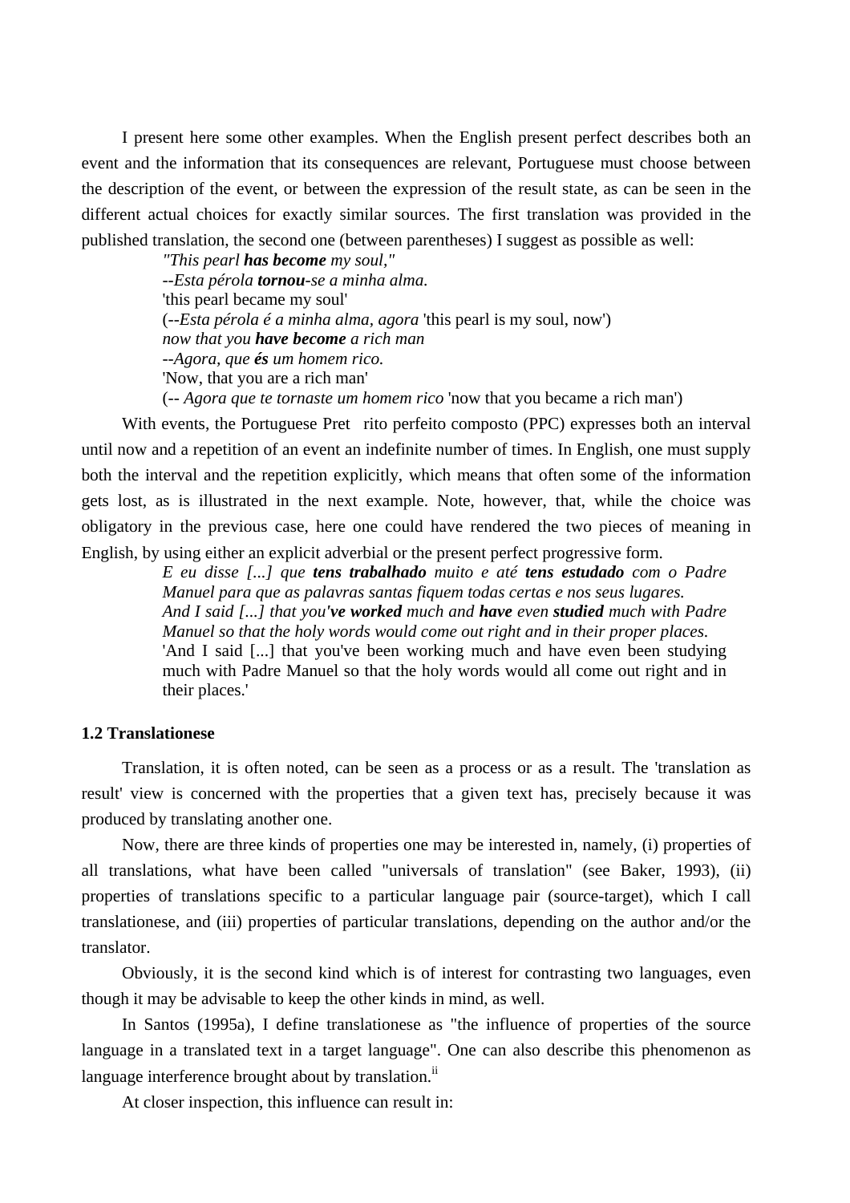I present here some other examples. When the English present perfect describes both an event and the information that its consequences are relevant, Portuguese must choose between the description of the event, or between the expression of the result state, as can be seen in the different actual choices for exactly similar sources. The first translation was provided in the published translation, the second one (between parentheses) I suggest as possible as well:

> *"This pearl* ***has become*** *my soul,"*
> *--Esta pérola* ***tornou****-se a minha alma.*
> 'this pearl became my soul'
> (*--Esta pérola é a minha alma, agora* 'this pearl is my soul, now')
> *now that you* ***have become*** *a rich man*
> *--Agora, que* ***és*** *um homem rico.*
> 'Now, that you are a rich man'
> (*-- Agora que te tornaste um homem rico* 'now that you became a rich man')

With events, the Portuguese Pret rito perfeito composto (PPC) expresses both an interval until now and a repetition of an event an indefinite number of times. In English, one must supply both the interval and the repetition explicitly, which means that often some of the information gets lost, as is illustrated in the next example. Note, however, that, while the choice was obligatory in the previous case, here one could have rendered the two pieces of meaning in English, by using either an explicit adverbial or the present perfect progressive form.

> *E eu disse [...] que* ***tens trabalhado*** *muito e até* ***tens estudado*** *com o Padre Manuel para que as palavras santas fiquem todas certas e nos seus lugares.*
> *And I said [...] that you****'ve worked*** *much and* ***have*** *even* ***studied*** *much with Padre Manuel so that the holy words would come out right and in their proper places.*
> 'And I said [...] that you've been working much and have even been studying much with Padre Manuel so that the holy words would all come out right and in their places.'

### 1.2 Translationese

Translation, it is often noted, can be seen as a process or as a result. The 'translation as result' view is concerned with the properties that a given text has, precisely because it was produced by translating another one.

Now, there are three kinds of properties one may be interested in, namely, (i) properties of all translations, what have been called "universals of translation" (see Baker, 1993), (ii) properties of translations specific to a particular language pair (source-target), which I call translationese, and (iii) properties of particular translations, depending on the author and/or the translator.

Obviously, it is the second kind which is of interest for contrasting two languages, even though it may be advisable to keep the other kinds in mind, as well.

In Santos (1995a), I define translationese as "the influence of properties of the source language in a translated text in a target language". One can also describe this phenomenon as language interference brought about by translation.[ii]

At closer inspection, this influence can result in: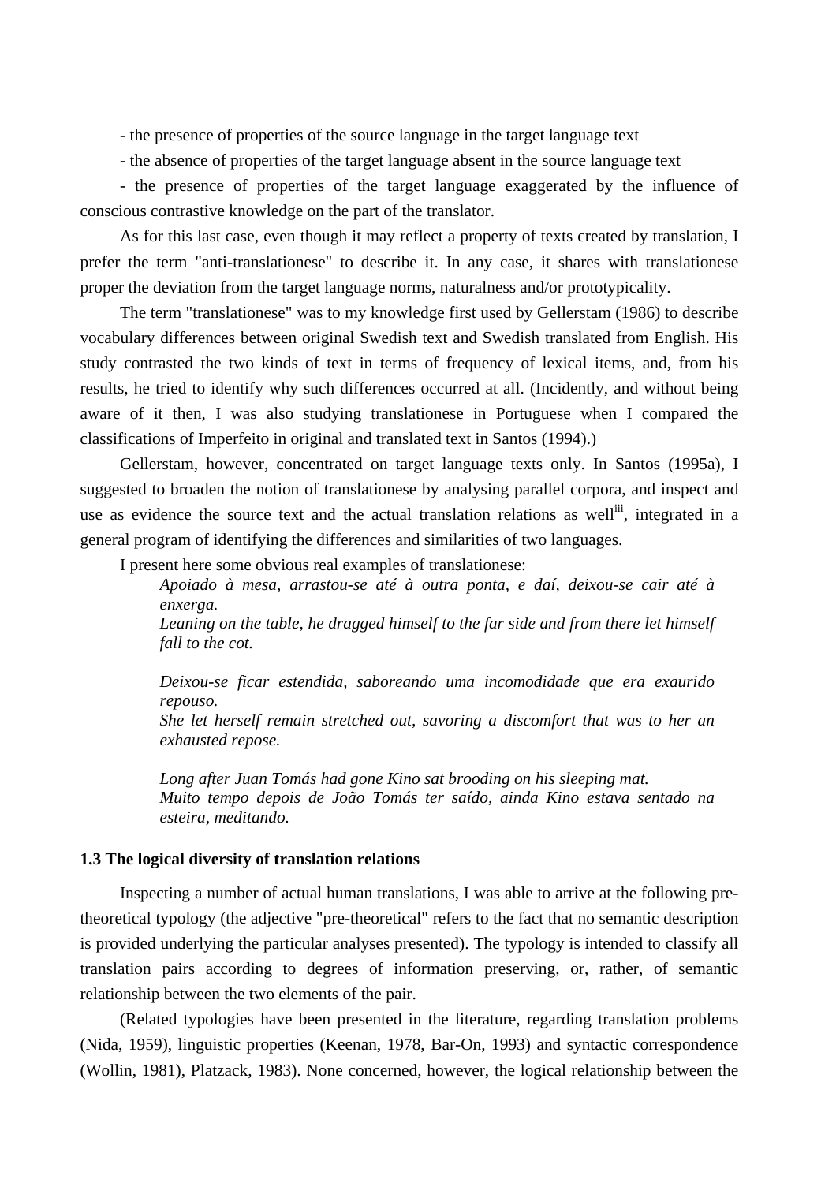- the presence of properties of the source language in the target language text

- the absence of properties of the target language absent in the source language text

- the presence of properties of the target language exaggerated by the influence of conscious contrastive knowledge on the part of the translator.

As for this last case, even though it may reflect a property of texts created by translation, I prefer the term "anti-translationese" to describe it. In any case, it shares with translationese proper the deviation from the target language norms, naturalness and/or prototypicality.

The term "translationese" was to my knowledge first used by Gellerstam (1986) to describe vocabulary differences between original Swedish text and Swedish translated from English. His study contrasted the two kinds of text in terms of frequency of lexical items, and, from his results, he tried to identify why such differences occurred at all. (Incidently, and without being aware of it then, I was also studying translationese in Portuguese when I compared the classifications of Imperfeito in original and translated text in Santos (1994).)

Gellerstam, however, concentrated on target language texts only. In Santos (1995a), I suggested to broaden the notion of translationese by analysing parallel corpora, and inspect and use as evidence the source text and the actual translation relations as well[iii], integrated in a general program of identifying the differences and similarities of two languages.

I present here some obvious real examples of translationese:

> *Apoiado à mesa, arrastou-se até à outra ponta, e daí, deixou-se cair até à enxerga.*
> *Leaning on the table, he dragged himself to the far side and from there let himself fall to the cot.*
>
> *Deixou-se ficar estendida, saboreando uma incomodidade que era exaurido repouso.*
> *She let herself remain stretched out, savoring a discomfort that was to her an exhausted repose.*
>
> *Long after Juan Tomás had gone Kino sat brooding on his sleeping mat.*
> *Muito tempo depois de João Tomás ter saído, ainda Kino estava sentado na esteira, meditando.*

### 1.3 The logical diversity of translation relations

Inspecting a number of actual human translations, I was able to arrive at the following pre-theoretical typology (the adjective "pre-theoretical" refers to the fact that no semantic description is provided underlying the particular analyses presented). The typology is intended to classify all translation pairs according to degrees of information preserving, or, rather, of semantic relationship between the two elements of the pair.

(Related typologies have been presented in the literature, regarding translation problems (Nida, 1959), linguistic properties (Keenan, 1978, Bar-On, 1993) and syntactic correspondence (Wollin, 1981), Platzack, 1983). None concerned, however, the logical relationship between the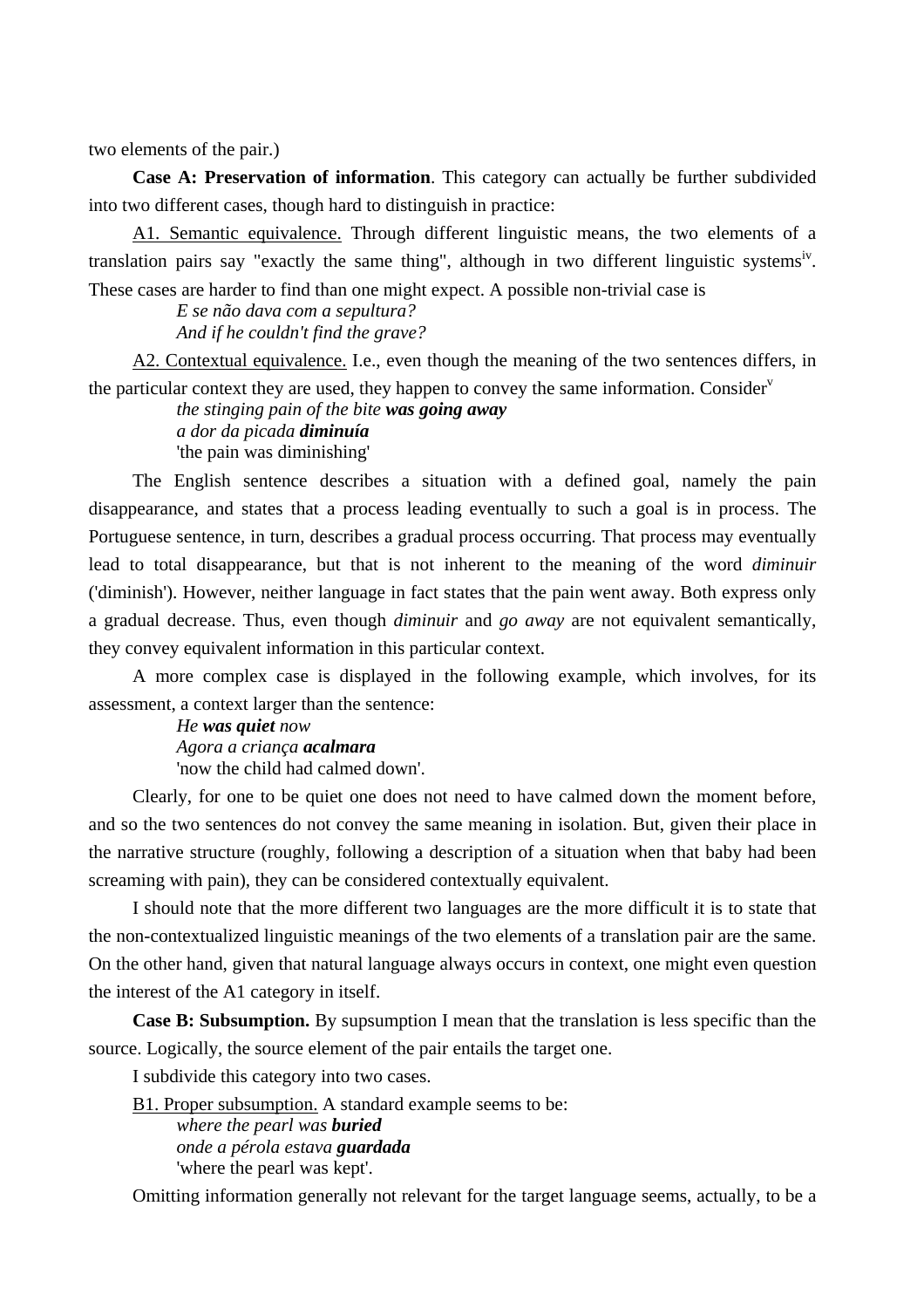two elements of the pair.)

**Case A: Preservation of information**. This category can actually be further subdivided into two different cases, though hard to distinguish in practice:

<u>A1. Semantic equivalence.</u> Through different linguistic means, the two elements of a translation pairs say "exactly the same thing", although in two different linguistic systems[iv]. These cases are harder to find than one might expect. A possible non-trivial case is

> *E se não dava com a sepultura?*
> *And if he couldn't find the grave?*

<u>A2. Contextual equivalence.</u> I.e., even though the meaning of the two sentences differs, in the particular context they are used, they happen to convey the same information. Consider[v]

> *the stinging pain of the bite* ***was going away***
> *a dor da picada* ***diminuía***
> 'the pain was diminishing'

The English sentence describes a situation with a defined goal, namely the pain disappearance, and states that a process leading eventually to such a goal is in process. The Portuguese sentence, in turn, describes a gradual process occurring. That process may eventually lead to total disappearance, but that is not inherent to the meaning of the word *diminuir* ('diminish'). However, neither language in fact states that the pain went away. Both express only a gradual decrease. Thus, even though *diminuir* and *go away* are not equivalent semantically, they convey equivalent information in this particular context.

A more complex case is displayed in the following example, which involves, for its assessment, a context larger than the sentence:

> *He* ***was quiet*** *now*
> *Agora a criança* ***acalmara***
> 'now the child had calmed down'.

Clearly, for one to be quiet one does not need to have calmed down the moment before, and so the two sentences do not convey the same meaning in isolation. But, given their place in the narrative structure (roughly, following a description of a situation when that baby had been screaming with pain), they can be considered contextually equivalent.

I should note that the more different two languages are the more difficult it is to state that the non-contextualized linguistic meanings of the two elements of a translation pair are the same. On the other hand, given that natural language always occurs in context, one might even question the interest of the A1 category in itself.

**Case B: Subsumption.** By supsumption I mean that the translation is less specific than the source. Logically, the source element of the pair entails the target one.

I subdivide this category into two cases.

<u>B1. Proper subsumption.</u> A standard example seems to be:

> *where the pearl was* ***buried***
> *onde a pérola estava* ***guardada***
> 'where the pearl was kept'.

Omitting information generally not relevant for the target language seems, actually, to be a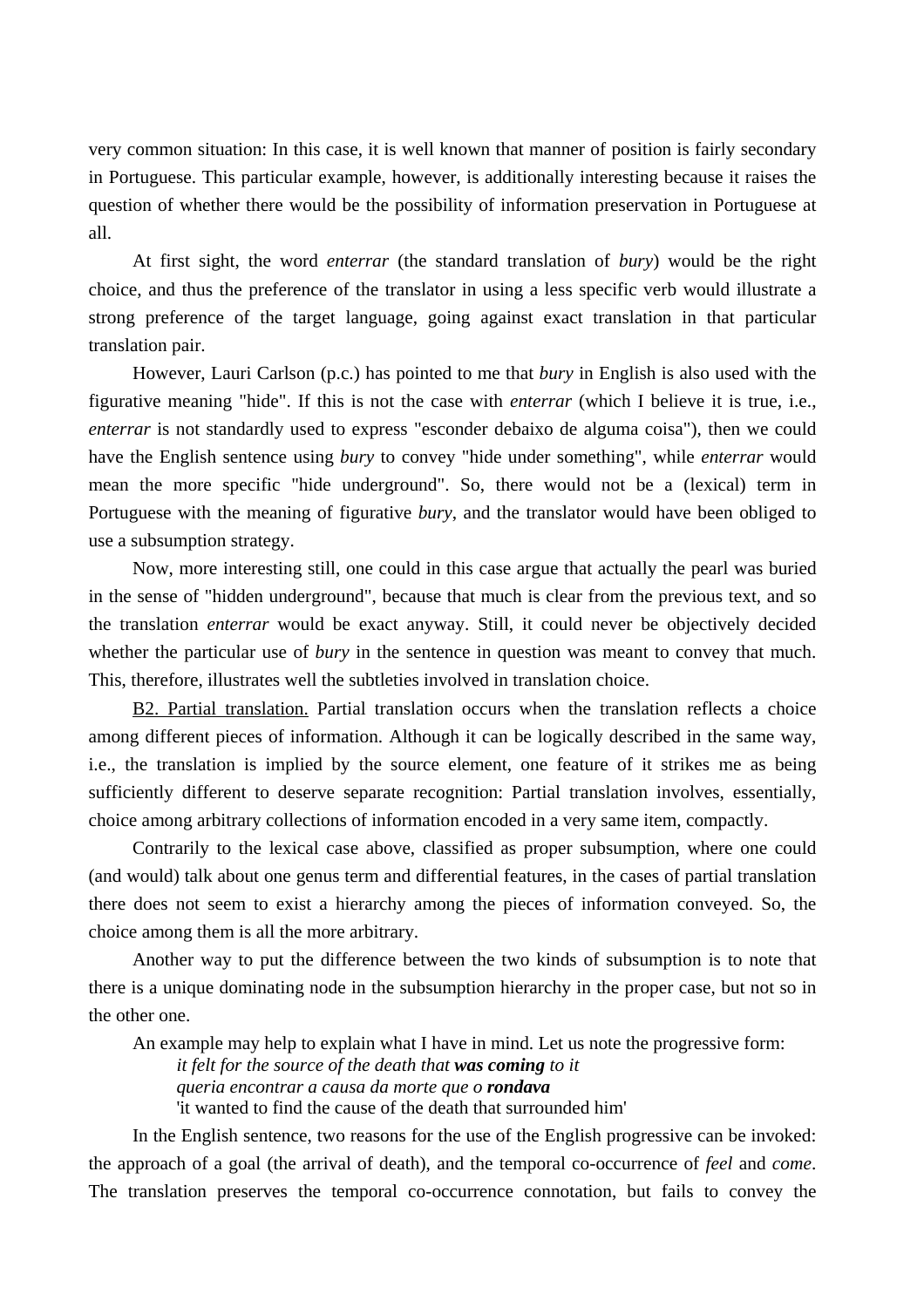very common situation: In this case, it is well known that manner of position is fairly secondary in Portuguese. This particular example, however, is additionally interesting because it raises the question of whether there would be the possibility of information preservation in Portuguese at all.

At first sight, the word *enterrar* (the standard translation of *bury*) would be the right choice, and thus the preference of the translator in using a less specific verb would illustrate a strong preference of the target language, going against exact translation in that particular translation pair.

However, Lauri Carlson (p.c.) has pointed to me that *bury* in English is also used with the figurative meaning "hide". If this is not the case with *enterrar* (which I believe it is true, i.e., *enterrar* is not standardly used to express "esconder debaixo de alguma coisa"), then we could have the English sentence using *bury* to convey "hide under something", while *enterrar* would mean the more specific "hide underground". So, there would not be a (lexical) term in Portuguese with the meaning of figurative *bury*, and the translator would have been obliged to use a subsumption strategy.

Now, more interesting still, one could in this case argue that actually the pearl was buried in the sense of "hidden underground", because that much is clear from the previous text, and so the translation *enterrar* would be exact anyway. Still, it could never be objectively decided whether the particular use of *bury* in the sentence in question was meant to convey that much. This, therefore, illustrates well the subtleties involved in translation choice.

B2. Partial translation. Partial translation occurs when the translation reflects a choice among different pieces of information. Although it can be logically described in the same way, i.e., the translation is implied by the source element, one feature of it strikes me as being sufficiently different to deserve separate recognition: Partial translation involves, essentially, choice among arbitrary collections of information encoded in a very same item, compactly.

Contrarily to the lexical case above, classified as proper subsumption, where one could (and would) talk about one genus term and differential features, in the cases of partial translation there does not seem to exist a hierarchy among the pieces of information conveyed. So, the choice among them is all the more arbitrary.

Another way to put the difference between the two kinds of subsumption is to note that there is a unique dominating node in the subsumption hierarchy in the proper case, but not so in the other one.

An example may help to explain what I have in mind. Let us note the progressive form:

> *it felt for the source of the death that* ***was coming*** *to it*
> *queria encontrar a causa da morte que o* ***rondava***
> 'it wanted to find the cause of the death that surrounded him'

In the English sentence, two reasons for the use of the English progressive can be invoked: the approach of a goal (the arrival of death), and the temporal co-occurrence of *feel* and *come*. The translation preserves the temporal co-occurrence connotation, but fails to convey the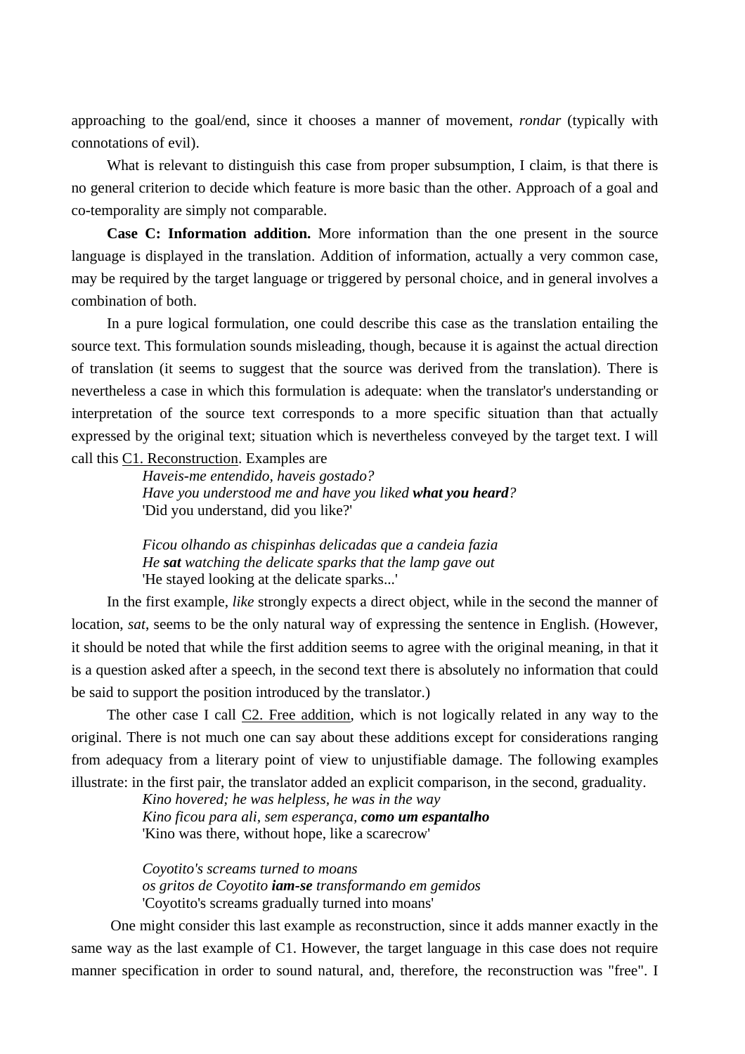approaching to the goal/end, since it chooses a manner of movement, *rondar* (typically with connotations of evil).

What is relevant to distinguish this case from proper subsumption, I claim, is that there is no general criterion to decide which feature is more basic than the other. Approach of a goal and co-temporality are simply not comparable.

**Case C: Information addition.** More information than the one present in the source language is displayed in the translation. Addition of information, actually a very common case, may be required by the target language or triggered by personal choice, and in general involves a combination of both.

In a pure logical formulation, one could describe this case as the translation entailing the source text. This formulation sounds misleading, though, because it is against the actual direction of translation (it seems to suggest that the source was derived from the translation). There is nevertheless a case in which this formulation is adequate: when the translator's understanding or interpretation of the source text corresponds to a more specific situation than that actually expressed by the original text; situation which is nevertheless conveyed by the target text. I will call this <u>C1. Reconstruction</u>. Examples are

> *Haveis-me entendido, haveis gostado?*
> *Have you understood me and have you liked* ***what you heard****?*
> 'Did you understand, did you like?'
>
> *Ficou olhando as chispinhas delicadas que a candeia fazia*
> *He* ***sat*** *watching the delicate sparks that the lamp gave out*
> 'He stayed looking at the delicate sparks...'

In the first example, *like* strongly expects a direct object, while in the second the manner of location, *sat*, seems to be the only natural way of expressing the sentence in English. (However, it should be noted that while the first addition seems to agree with the original meaning, in that it is a question asked after a speech, in the second text there is absolutely no information that could be said to support the position introduced by the translator.)

The other case I call <u>C2. Free addition</u>, which is not logically related in any way to the original. There is not much one can say about these additions except for considerations ranging from adequacy from a literary point of view to unjustifiable damage. The following examples illustrate: in the first pair, the translator added an explicit comparison, in the second, graduality.

> *Kino hovered; he was helpless, he was in the way*
> *Kino ficou para ali, sem esperança,* ***como um espantalho***
> 'Kino was there, without hope, like a scarecrow'
>
> *Coyotito's screams turned to moans*
> *os gritos de Coyotito* ***iam-se*** *transformando em gemidos*
> 'Coyotito's screams gradually turned into moans'

One might consider this last example as reconstruction, since it adds manner exactly in the same way as the last example of C1. However, the target language in this case does not require manner specification in order to sound natural, and, therefore, the reconstruction was "free". I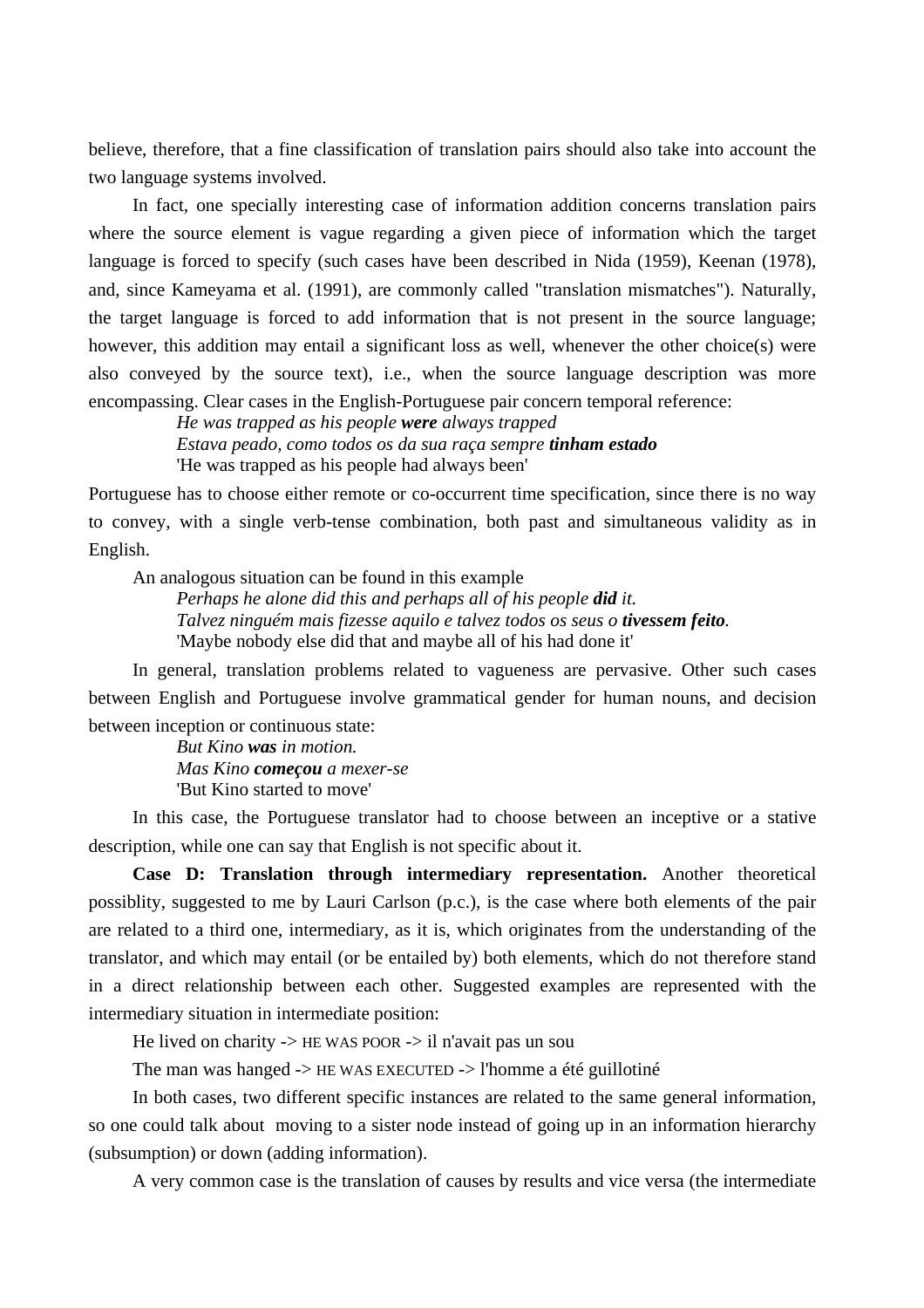believe, therefore, that a fine classification of translation pairs should also take into account the two language systems involved.

In fact, one specially interesting case of information addition concerns translation pairs where the source element is vague regarding a given piece of information which the target language is forced to specify (such cases have been described in Nida (1959), Keenan (1978), and, since Kameyama et al. (1991), are commonly called "translation mismatches"). Naturally, the target language is forced to add information that is not present in the source language; however, this addition may entail a significant loss as well, whenever the other choice(s) were also conveyed by the source text), i.e., when the source language description was more encompassing. Clear cases in the English-Portuguese pair concern temporal reference:

> *He was trapped as his people* ***were*** *always trapped*
> *Estava peado, como todos os da sua raça sempre* ***tinham estado***
> 'He was trapped as his people had always been'

Portuguese has to choose either remote or co-occurrent time specification, since there is no way to convey, with a single verb-tense combination, both past and simultaneous validity as in English.

An analogous situation can be found in this example

> *Perhaps he alone did this and perhaps all of his people* ***did*** *it.*
> *Talvez ninguém mais fizesse aquilo e talvez todos os seus o* ***tivessem feito****.*
> 'Maybe nobody else did that and maybe all of his had done it'

In general, translation problems related to vagueness are pervasive. Other such cases between English and Portuguese involve grammatical gender for human nouns, and decision between inception or continuous state:

> *But Kino* ***was*** *in motion.*
> *Mas Kino* ***começou*** *a mexer-se*
> 'But Kino started to move'

In this case, the Portuguese translator had to choose between an inceptive or a stative description, while one can say that English is not specific about it.

**Case D: Translation through intermediary representation.** Another theoretical possiblity, suggested to me by Lauri Carlson (p.c.), is the case where both elements of the pair are related to a third one, intermediary, as it is, which originates from the understanding of the translator, and which may entail (or be entailed by) both elements, which do not therefore stand in a direct relationship between each other. Suggested examples are represented with the intermediary situation in intermediate position:

He lived on charity -> HE WAS POOR -> il n'avait pas un sou

The man was hanged -> HE WAS EXECUTED -> l'homme a été guillotiné

In both cases, two different specific instances are related to the same general information, so one could talk about moving to a sister node instead of going up in an information hierarchy (subsumption) or down (adding information).

A very common case is the translation of causes by results and vice versa (the intermediate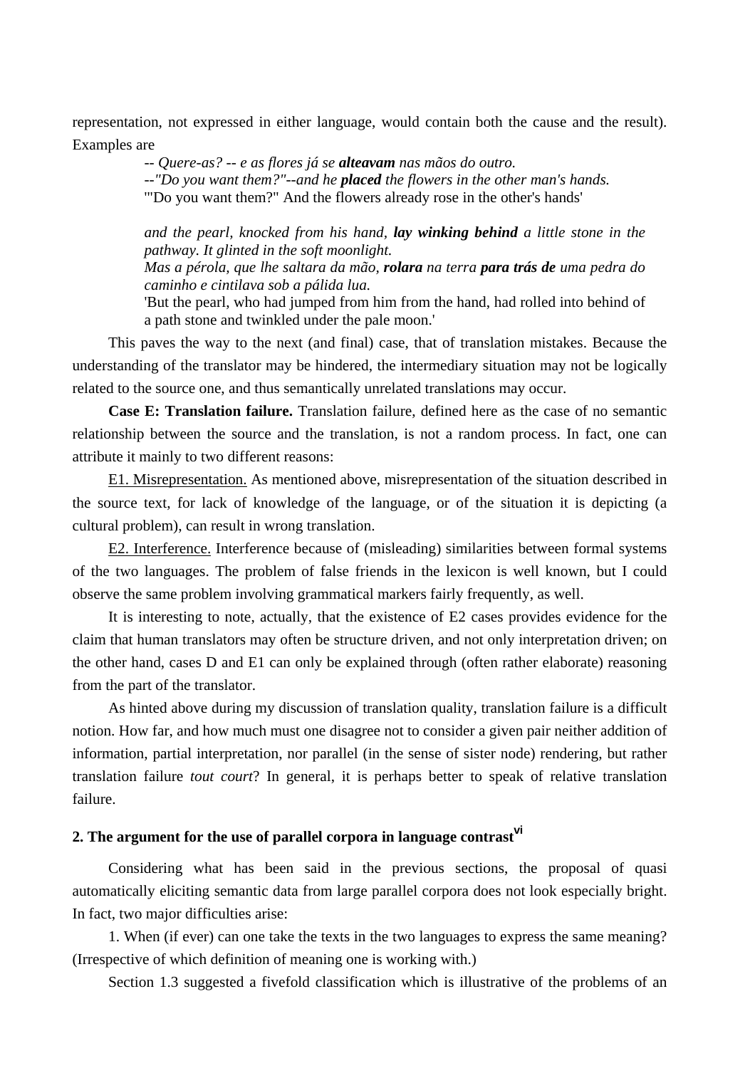representation, not expressed in either language, would contain both the cause and the result). Examples are

> *-- Quere-as? -- e as flores já se **alteavam** nas mãos do outro.*
> *--"Do you want them?"--and he **placed** the flowers in the other man's hands.*
> '"Do you want them?" And the flowers already rose in the other's hands'
>
> *and the pearl, knocked from his hand, **lay winking behind** a little stone in the pathway. It glinted in the soft moonlight.*
> *Mas a pérola, que lhe saltara da mão, **rolara** na terra **para trás de** uma pedra do caminho e cintilava sob a pálida lua.*
> 'But the pearl, who had jumped from him from the hand, had rolled into behind of a path stone and twinkled under the pale moon.'

This paves the way to the next (and final) case, that of translation mistakes. Because the understanding of the translator may be hindered, the intermediary situation may not be logically related to the source one, and thus semantically unrelated translations may occur.

**Case E: Translation failure.** Translation failure, defined here as the case of no semantic relationship between the source and the translation, is not a random process. In fact, one can attribute it mainly to two different reasons:

E1. Misrepresentation. As mentioned above, misrepresentation of the situation described in the source text, for lack of knowledge of the language, or of the situation it is depicting (a cultural problem), can result in wrong translation.

E2. Interference. Interference because of (misleading) similarities between formal systems of the two languages. The problem of false friends in the lexicon is well known, but I could observe the same problem involving grammatical markers fairly frequently, as well.

It is interesting to note, actually, that the existence of E2 cases provides evidence for the claim that human translators may often be structure driven, and not only interpretation driven; on the other hand, cases D and E1 can only be explained through (often rather elaborate) reasoning from the part of the translator.

As hinted above during my discussion of translation quality, translation failure is a difficult notion. How far, and how much must one disagree not to consider a given pair neither addition of information, partial interpretation, nor parallel (in the sense of sister node) rendering, but rather translation failure *tout court*? In general, it is perhaps better to speak of relative translation failure.

## 2. The argument for the use of parallel corpora in language contrast[vi]

Considering what has been said in the previous sections, the proposal of quasi automatically eliciting semantic data from large parallel corpora does not look especially bright. In fact, two major difficulties arise:

1. When (if ever) can one take the texts in the two languages to express the same meaning? (Irrespective of which definition of meaning one is working with.)

Section 1.3 suggested a fivefold classification which is illustrative of the problems of an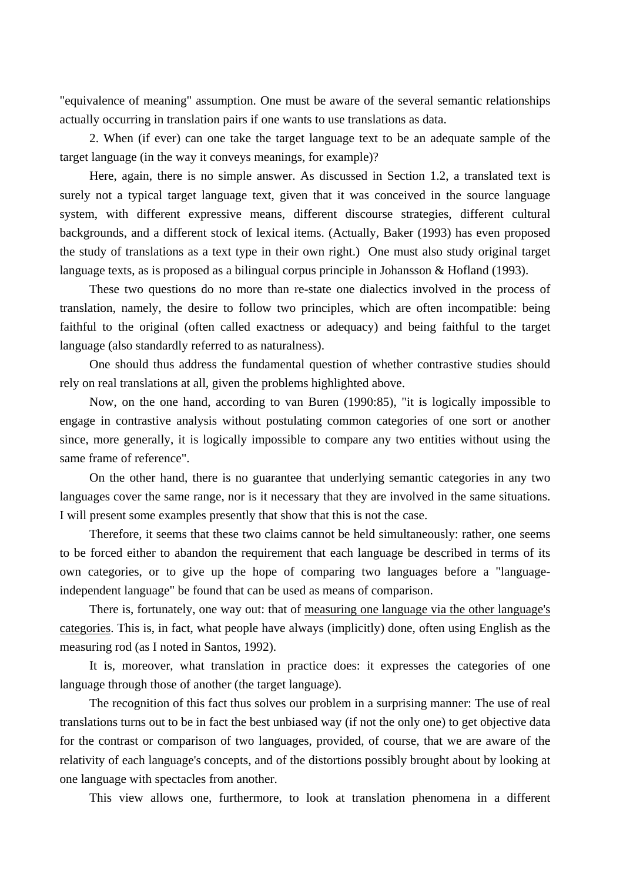"equivalence of meaning" assumption. One must be aware of the several semantic relationships actually occurring in translation pairs if one wants to use translations as data.

2. When (if ever) can one take the target language text to be an adequate sample of the target language (in the way it conveys meanings, for example)?

Here, again, there is no simple answer. As discussed in Section 1.2, a translated text is surely not a typical target language text, given that it was conceived in the source language system, with different expressive means, different discourse strategies, different cultural backgrounds, and a different stock of lexical items. (Actually, Baker (1993) has even proposed the study of translations as a text type in their own right.) One must also study original target language texts, as is proposed as a bilingual corpus principle in Johansson & Hofland (1993).

These two questions do no more than re-state one dialectics involved in the process of translation, namely, the desire to follow two principles, which are often incompatible: being faithful to the original (often called exactness or adequacy) and being faithful to the target language (also standardly referred to as naturalness).

One should thus address the fundamental question of whether contrastive studies should rely on real translations at all, given the problems highlighted above.

Now, on the one hand, according to van Buren (1990:85), "it is logically impossible to engage in contrastive analysis without postulating common categories of one sort or another since, more generally, it is logically impossible to compare any two entities without using the same frame of reference".

On the other hand, there is no guarantee that underlying semantic categories in any two languages cover the same range, nor is it necessary that they are involved in the same situations. I will present some examples presently that show that this is not the case.

Therefore, it seems that these two claims cannot be held simultaneously: rather, one seems to be forced either to abandon the requirement that each language be described in terms of its own categories, or to give up the hope of comparing two languages before a "language-independent language" be found that can be used as means of comparison.

There is, fortunately, one way out: that of <u>measuring one language via the other language's categories</u>. This is, in fact, what people have always (implicitly) done, often using English as the measuring rod (as I noted in Santos, 1992).

It is, moreover, what translation in practice does: it expresses the categories of one language through those of another (the target language).

The recognition of this fact thus solves our problem in a surprising manner: The use of real translations turns out to be in fact the best unbiased way (if not the only one) to get objective data for the contrast or comparison of two languages, provided, of course, that we are aware of the relativity of each language's concepts, and of the distortions possibly brought about by looking at one language with spectacles from another.

This view allows one, furthermore, to look at translation phenomena in a different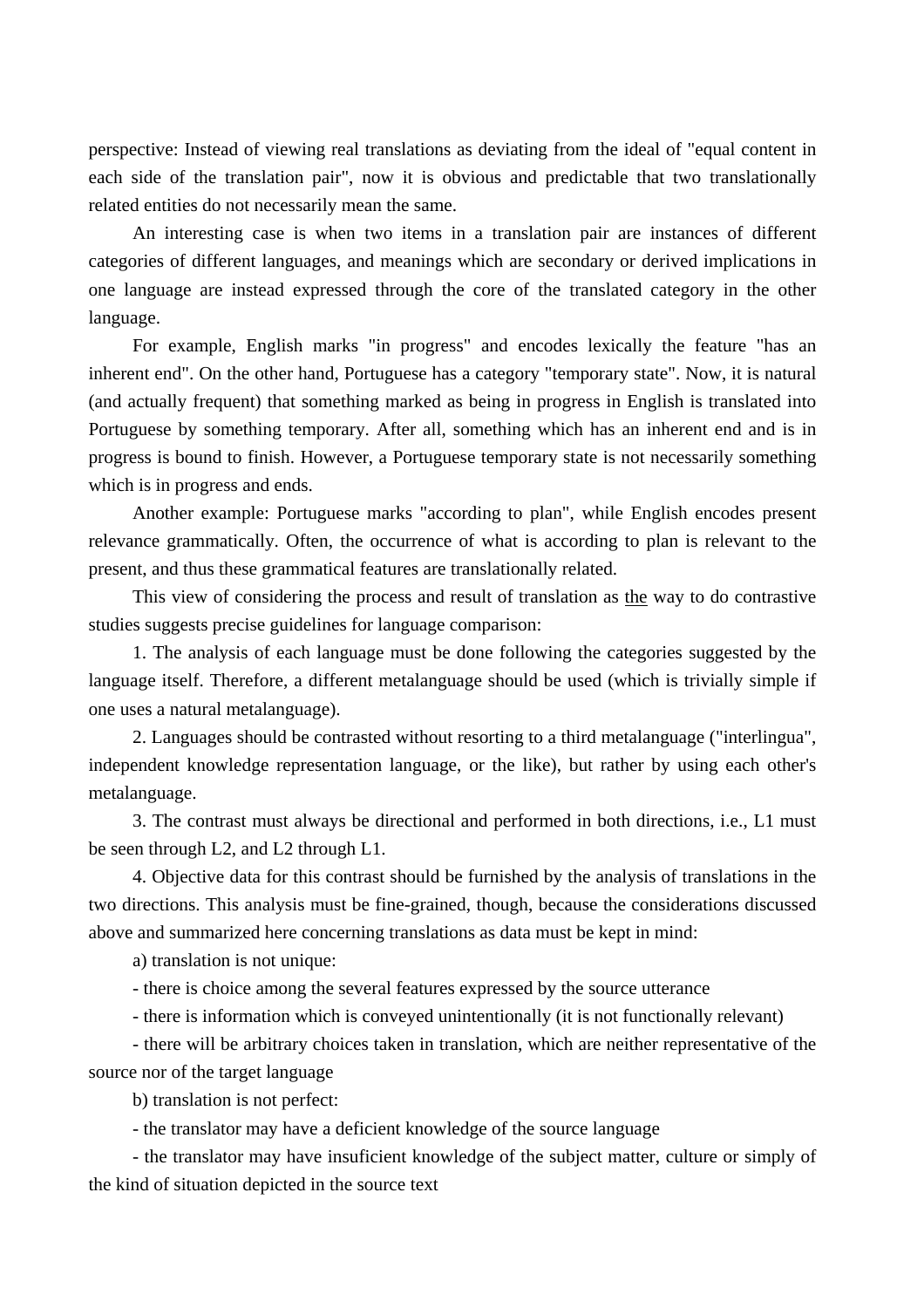perspective: Instead of viewing real translations as deviating from the ideal of "equal content in each side of the translation pair", now it is obvious and predictable that two translationally related entities do not necessarily mean the same.

An interesting case is when two items in a translation pair are instances of different categories of different languages, and meanings which are secondary or derived implications in one language are instead expressed through the core of the translated category in the other language.

For example, English marks "in progress" and encodes lexically the feature "has an inherent end". On the other hand, Portuguese has a category "temporary state". Now, it is natural (and actually frequent) that something marked as being in progress in English is translated into Portuguese by something temporary. After all, something which has an inherent end and is in progress is bound to finish. However, a Portuguese temporary state is not necessarily something which is in progress and ends.

Another example: Portuguese marks "according to plan", while English encodes present relevance grammatically. Often, the occurrence of what is according to plan is relevant to the present, and thus these grammatical features are translationally related.

This view of considering the process and result of translation as <u>the</u> way to do contrastive studies suggests precise guidelines for language comparison:

1. The analysis of each language must be done following the categories suggested by the language itself. Therefore, a different metalanguage should be used (which is trivially simple if one uses a natural metalanguage).

2. Languages should be contrasted without resorting to a third metalanguage ("interlingua", independent knowledge representation language, or the like), but rather by using each other's metalanguage.

3. The contrast must always be directional and performed in both directions, i.e., L1 must be seen through L2, and L2 through L1.

4. Objective data for this contrast should be furnished by the analysis of translations in the two directions. This analysis must be fine-grained, though, because the considerations discussed above and summarized here concerning translations as data must be kept in mind:

a) translation is not unique:

- there is choice among the several features expressed by the source utterance
- there is information which is conveyed unintentionally (it is not functionally relevant)
- there will be arbitrary choices taken in translation, which are neither representative of the source nor of the target language

b) translation is not perfect:

- the translator may have a deficient knowledge of the source language
- the translator may have insuficient knowledge of the subject matter, culture or simply of the kind of situation depicted in the source text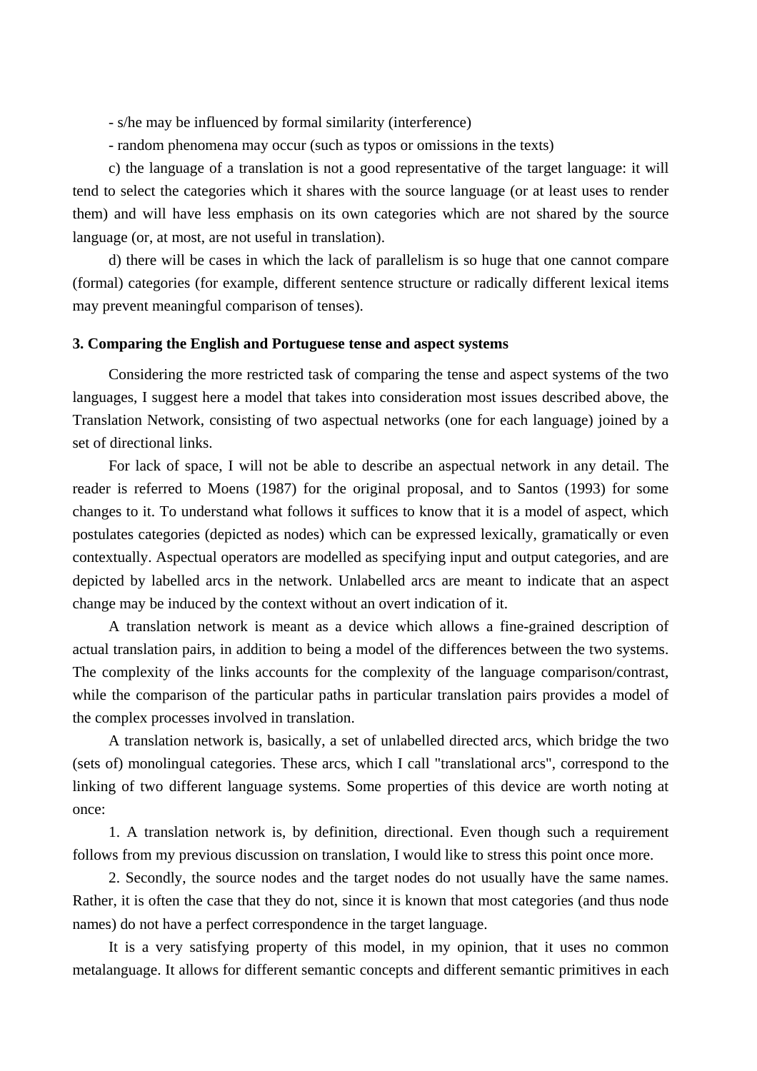- s/he may be influenced by formal similarity (interference)

- random phenomena may occur (such as typos or omissions in the texts)

c) the language of a translation is not a good representative of the target language: it will tend to select the categories which it shares with the source language (or at least uses to render them) and will have less emphasis on its own categories which are not shared by the source language (or, at most, are not useful in translation).

d) there will be cases in which the lack of parallelism is so huge that one cannot compare (formal) categories (for example, different sentence structure or radically different lexical items may prevent meaningful comparison of tenses).

### 3. Comparing the English and Portuguese tense and aspect systems

Considering the more restricted task of comparing the tense and aspect systems of the two languages, I suggest here a model that takes into consideration most issues described above, the Translation Network, consisting of two aspectual networks (one for each language) joined by a set of directional links.

For lack of space, I will not be able to describe an aspectual network in any detail. The reader is referred to Moens (1987) for the original proposal, and to Santos (1993) for some changes to it. To understand what follows it suffices to know that it is a model of aspect, which postulates categories (depicted as nodes) which can be expressed lexically, gramatically or even contextually. Aspectual operators are modelled as specifying input and output categories, and are depicted by labelled arcs in the network. Unlabelled arcs are meant to indicate that an aspect change may be induced by the context without an overt indication of it.

A translation network is meant as a device which allows a fine-grained description of actual translation pairs, in addition to being a model of the differences between the two systems. The complexity of the links accounts for the complexity of the language comparison/contrast, while the comparison of the particular paths in particular translation pairs provides a model of the complex processes involved in translation.

A translation network is, basically, a set of unlabelled directed arcs, which bridge the two (sets of) monolingual categories. These arcs, which I call "translational arcs", correspond to the linking of two different language systems. Some properties of this device are worth noting at once:

1. A translation network is, by definition, directional. Even though such a requirement follows from my previous discussion on translation, I would like to stress this point once more.

2. Secondly, the source nodes and the target nodes do not usually have the same names. Rather, it is often the case that they do not, since it is known that most categories (and thus node names) do not have a perfect correspondence in the target language.

It is a very satisfying property of this model, in my opinion, that it uses no common metalanguage. It allows for different semantic concepts and different semantic primitives in each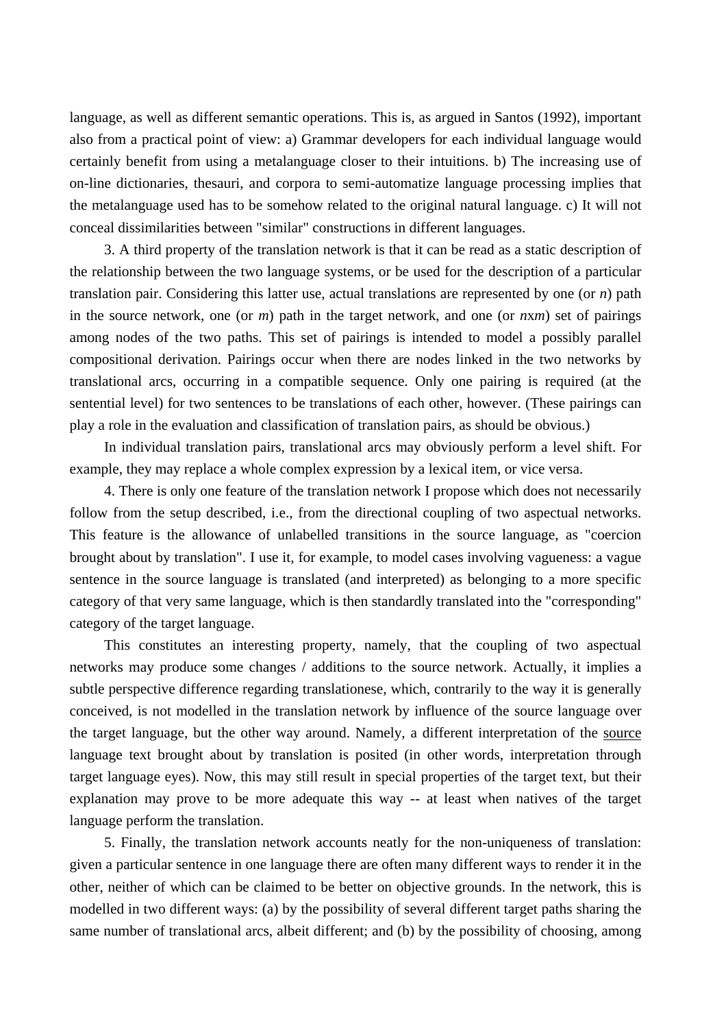language, as well as different semantic operations. This is, as argued in Santos (1992), important also from a practical point of view: a) Grammar developers for each individual language would certainly benefit from using a metalanguage closer to their intuitions. b) The increasing use of on-line dictionaries, thesauri, and corpora to semi-automatize language processing implies that the metalanguage used has to be somehow related to the original natural language. c) It will not conceal dissimilarities between "similar" constructions in different languages.

3. A third property of the translation network is that it can be read as a static description of the relationship between the two language systems, or be used for the description of a particular translation pair. Considering this latter use, actual translations are represented by one (or *n*) path in the source network, one (or *m*) path in the target network, and one (or *n*x*m*) set of pairings among nodes of the two paths. This set of pairings is intended to model a possibly parallel compositional derivation. Pairings occur when there are nodes linked in the two networks by translational arcs, occurring in a compatible sequence. Only one pairing is required (at the sentential level) for two sentences to be translations of each other, however. (These pairings can play a role in the evaluation and classification of translation pairs, as should be obvious.)

In individual translation pairs, translational arcs may obviously perform a level shift. For example, they may replace a whole complex expression by a lexical item, or vice versa.

4. There is only one feature of the translation network I propose which does not necessarily follow from the setup described, i.e., from the directional coupling of two aspectual networks. This feature is the allowance of unlabelled transitions in the source language, as "coercion brought about by translation". I use it, for example, to model cases involving vagueness: a vague sentence in the source language is translated (and interpreted) as belonging to a more specific category of that very same language, which is then standardly translated into the "corresponding" category of the target language.

This constitutes an interesting property, namely, that the coupling of two aspectual networks may produce some changes / additions to the source network. Actually, it implies a subtle perspective difference regarding translationese, which, contrarily to the way it is generally conceived, is not modelled in the translation network by influence of the source language over the target language, but the other way around. Namely, a different interpretation of the <u>source</u> language text brought about by translation is posited (in other words, interpretation through target language eyes). Now, this may still result in special properties of the target text, but their explanation may prove to be more adequate this way -- at least when natives of the target language perform the translation.

5. Finally, the translation network accounts neatly for the non-uniqueness of translation: given a particular sentence in one language there are often many different ways to render it in the other, neither of which can be claimed to be better on objective grounds. In the network, this is modelled in two different ways: (a) by the possibility of several different target paths sharing the same number of translational arcs, albeit different; and (b) by the possibility of choosing, among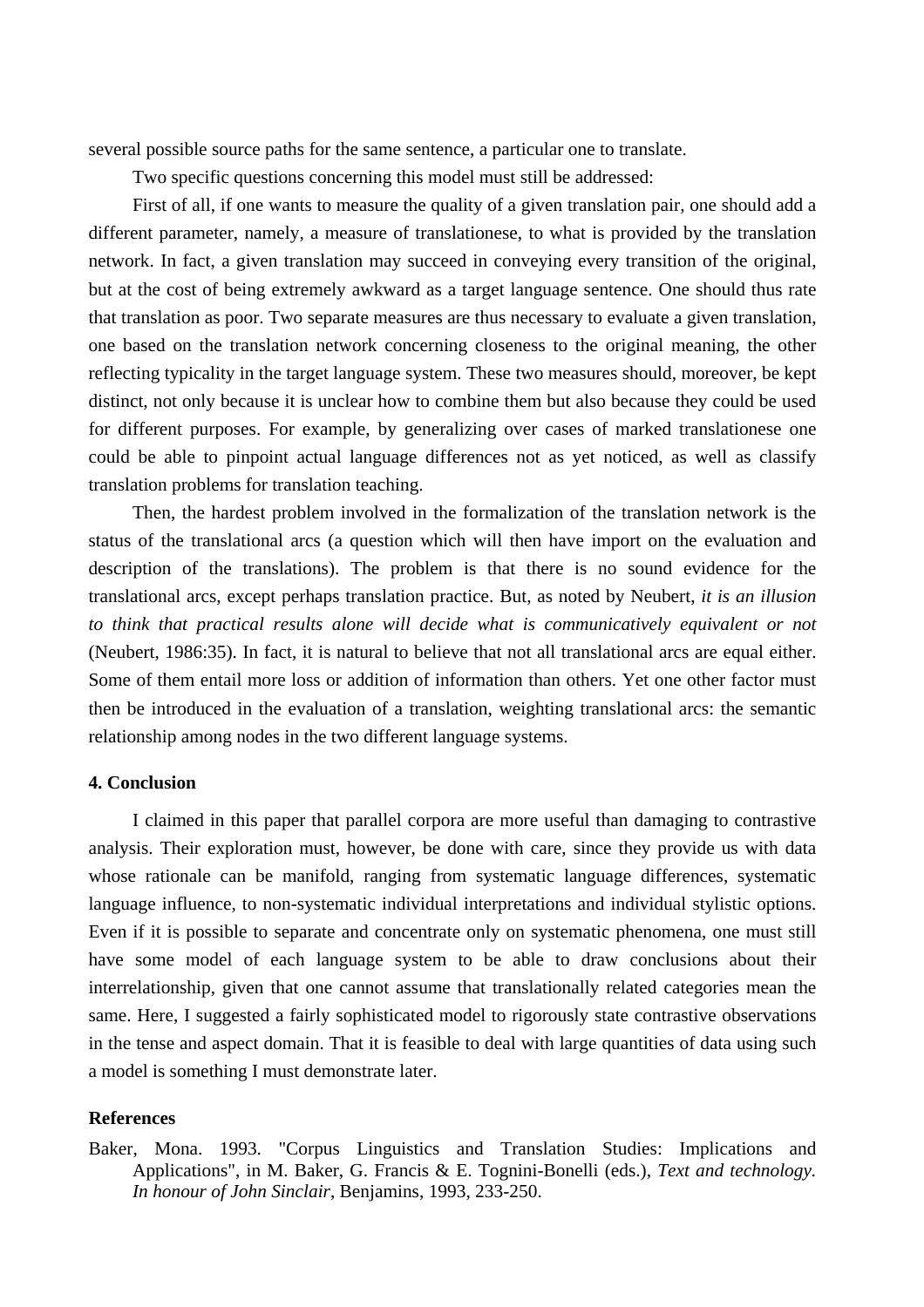several possible source paths for the same sentence, a particular one to translate.

Two specific questions concerning this model must still be addressed:

First of all, if one wants to measure the quality of a given translation pair, one should add a different parameter, namely, a measure of translationese, to what is provided by the translation network. In fact, a given translation may succeed in conveying every transition of the original, but at the cost of being extremely awkward as a target language sentence. One should thus rate that translation as poor. Two separate measures are thus necessary to evaluate a given translation, one based on the translation network concerning closeness to the original meaning, the other reflecting typicality in the target language system. These two measures should, moreover, be kept distinct, not only because it is unclear how to combine them but also because they could be used for different purposes. For example, by generalizing over cases of marked translationese one could be able to pinpoint actual language differences not as yet noticed, as well as classify translation problems for translation teaching.

Then, the hardest problem involved in the formalization of the translation network is the status of the translational arcs (a question which will then have import on the evaluation and description of the translations). The problem is that there is no sound evidence for the translational arcs, except perhaps translation practice. But, as noted by Neubert, *it is an illusion to think that practical results alone will decide what is communicatively equivalent or not* (Neubert, 1986:35). In fact, it is natural to believe that not all translational arcs are equal either. Some of them entail more loss or addition of information than others. Yet one other factor must then be introduced in the evaluation of a translation, weighting translational arcs: the semantic relationship among nodes in the two different language systems.

### 4. Conclusion

I claimed in this paper that parallel corpora are more useful than damaging to contrastive analysis. Their exploration must, however, be done with care, since they provide us with data whose rationale can be manifold, ranging from systematic language differences, systematic language influence, to non-systematic individual interpretations and individual stylistic options. Even if it is possible to separate and concentrate only on systematic phenomena, one must still have some model of each language system to be able to draw conclusions about their interrelationship, given that one cannot assume that translationally related categories mean the same. Here, I suggested a fairly sophisticated model to rigorously state contrastive observations in the tense and aspect domain. That it is feasible to deal with large quantities of data using such a model is something I must demonstrate later.

### References

Baker, Mona. 1993. "Corpus Linguistics and Translation Studies: Implications and Applications", in M. Baker, G. Francis & E. Tognini-Bonelli (eds.), *Text and technology. In honour of John Sinclair*, Benjamins, 1993, 233-250.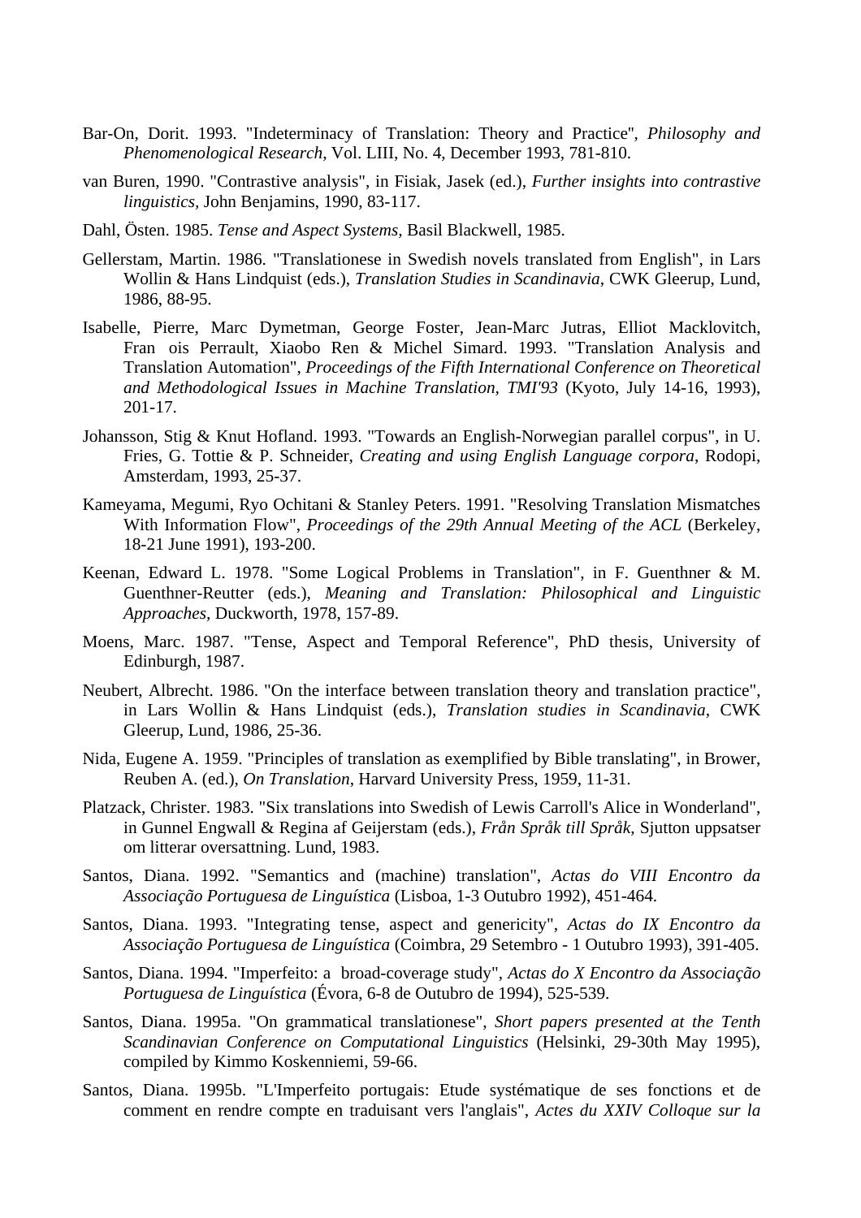Bar-On, Dorit. 1993. "Indeterminacy of Translation: Theory and Practice", *Philosophy and Phenomenological Research*, Vol. LIII, No. 4, December 1993, 781-810.

van Buren, 1990. "Contrastive analysis", in Fisiak, Jasek (ed.), *Further insights into contrastive linguistics*, John Benjamins, 1990, 83-117.

Dahl, Östen. 1985. *Tense and Aspect Systems*, Basil Blackwell, 1985.

Gellerstam, Martin. 1986. "Translationese in Swedish novels translated from English", in Lars Wollin & Hans Lindquist (eds.), *Translation Studies in Scandinavia*, CWK Gleerup, Lund, 1986, 88-95.

Isabelle, Pierre, Marc Dymetman, George Foster, Jean-Marc Jutras, Elliot Macklovitch, Fran ois Perrault, Xiaobo Ren & Michel Simard. 1993. "Translation Analysis and Translation Automation", *Proceedings of the Fifth International Conference on Theoretical and Methodological Issues in Machine Translation, TMI'93* (Kyoto, July 14-16, 1993), 201-17.

Johansson, Stig & Knut Hofland. 1993. "Towards an English-Norwegian parallel corpus", in U. Fries, G. Tottie & P. Schneider, *Creating and using English Language corpora*, Rodopi, Amsterdam, 1993, 25-37.

Kameyama, Megumi, Ryo Ochitani & Stanley Peters. 1991. "Resolving Translation Mismatches With Information Flow", *Proceedings of the 29th Annual Meeting of the ACL* (Berkeley, 18-21 June 1991), 193-200.

Keenan, Edward L. 1978. "Some Logical Problems in Translation", in F. Guenthner & M. Guenthner-Reutter (eds.), *Meaning and Translation: Philosophical and Linguistic Approaches*, Duckworth, 1978, 157-89.

Moens, Marc. 1987. "Tense, Aspect and Temporal Reference", PhD thesis, University of Edinburgh, 1987.

Neubert, Albrecht. 1986. "On the interface between translation theory and translation practice", in Lars Wollin & Hans Lindquist (eds.), *Translation studies in Scandinavia*, CWK Gleerup, Lund, 1986, 25-36.

Nida, Eugene A. 1959. "Principles of translation as exemplified by Bible translating", in Brower, Reuben A. (ed.), *On Translation*, Harvard University Press, 1959, 11-31.

Platzack, Christer. 1983. "Six translations into Swedish of Lewis Carroll's Alice in Wonderland", in Gunnel Engwall & Regina af Geijerstam (eds.), *Från Språk till Språk*, Sjutton uppsatser om litterar oversattning. Lund, 1983.

Santos, Diana. 1992. "Semantics and (machine) translation", *Actas do VIII Encontro da Associação Portuguesa de Linguística* (Lisboa, 1-3 Outubro 1992), 451-464.

Santos, Diana. 1993. "Integrating tense, aspect and genericity", *Actas do IX Encontro da Associação Portuguesa de Linguística* (Coimbra, 29 Setembro - 1 Outubro 1993), 391-405.

Santos, Diana. 1994. "Imperfeito: a broad-coverage study", *Actas do X Encontro da Associação Portuguesa de Linguística* (Évora, 6-8 de Outubro de 1994), 525-539.

Santos, Diana. 1995a. "On grammatical translationese", *Short papers presented at the Tenth Scandinavian Conference on Computational Linguistics* (Helsinki, 29-30th May 1995), compiled by Kimmo Koskenniemi, 59-66.

Santos, Diana. 1995b. "L'Imperfeito portugais: Etude systématique de ses fonctions et de comment en rendre compte en traduisant vers l'anglais", *Actes du XXIV Colloque sur la*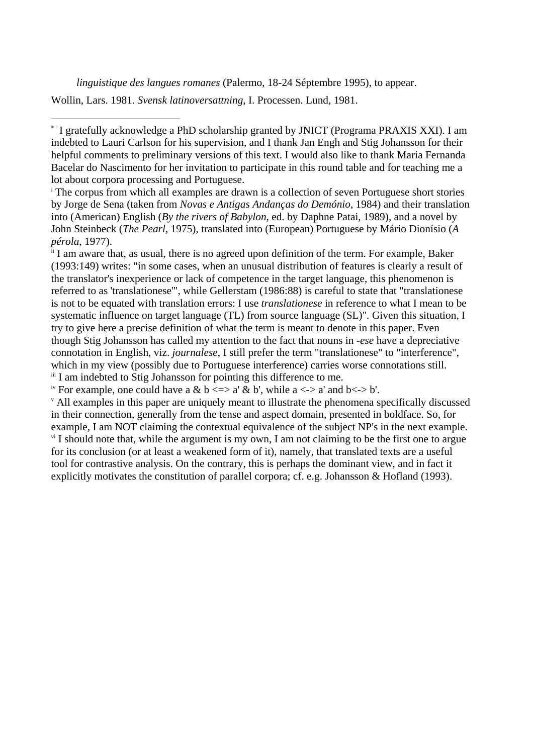*linguistique des langues romanes* (Palermo, 18-24 Séptembre 1995), to appear.

Wollin, Lars. 1981. *Svensk latinoversattning*, I. Processen. Lund, 1981.

---

[*] I gratefully acknowledge a PhD scholarship granted by JNICT (Programa PRAXIS XXI). I am indebted to Lauri Carlson for his supervision, and I thank Jan Engh and Stig Johansson for their helpful comments to preliminary versions of this text. I would also like to thank Maria Fernanda Bacelar do Nascimento for her invitation to participate in this round table and for teaching me a lot about corpora processing and Portuguese.

[i] The corpus from which all examples are drawn is a collection of seven Portuguese short stories by Jorge de Sena (taken from *Novas e Antigas Andanças do Demónio*, 1984) and their translation into (American) English (*By the rivers of Babylon*, ed. by Daphne Patai, 1989), and a novel by John Steinbeck (*The Pearl*, 1975), translated into (European) Portuguese by Mário Dionísio (*A pérola*, 1977).

[ii] I am aware that, as usual, there is no agreed upon definition of the term. For example, Baker (1993:149) writes: "in some cases, when an unusual distribution of features is clearly a result of the translator's inexperience or lack of competence in the target language, this phenomenon is referred to as 'translationese'", while Gellerstam (1986:88) is careful to state that "translationese is not to be equated with translation errors: I use *translationese* in reference to what I mean to be systematic influence on target language (TL) from source language (SL)". Given this situation, I try to give here a precise definition of what the term is meant to denote in this paper. Even though Stig Johansson has called my attention to the fact that nouns in *-ese* have a depreciative connotation in English, viz. *journalese*, I still prefer the term "translationese" to "interference", which in my view (possibly due to Portuguese interference) carries worse connotations still.

[iii] I am indebted to Stig Johansson for pointing this difference to me.

[iv] For example, one could have a & b <=> a' & b', while a <-> a' and b<-> b'.

[v] All examples in this paper are uniquely meant to illustrate the phenomena specifically discussed in their connection, generally from the tense and aspect domain, presented in boldface. So, for example, I am NOT claiming the contextual equivalence of the subject NP's in the next example.

[vi] I should note that, while the argument is my own, I am not claiming to be the first one to argue for its conclusion (or at least a weakened form of it), namely, that translated texts are a useful tool for contrastive analysis. On the contrary, this is perhaps the dominant view, and in fact it explicitly motivates the constitution of parallel corpora; cf. e.g. Johansson & Hofland (1993).